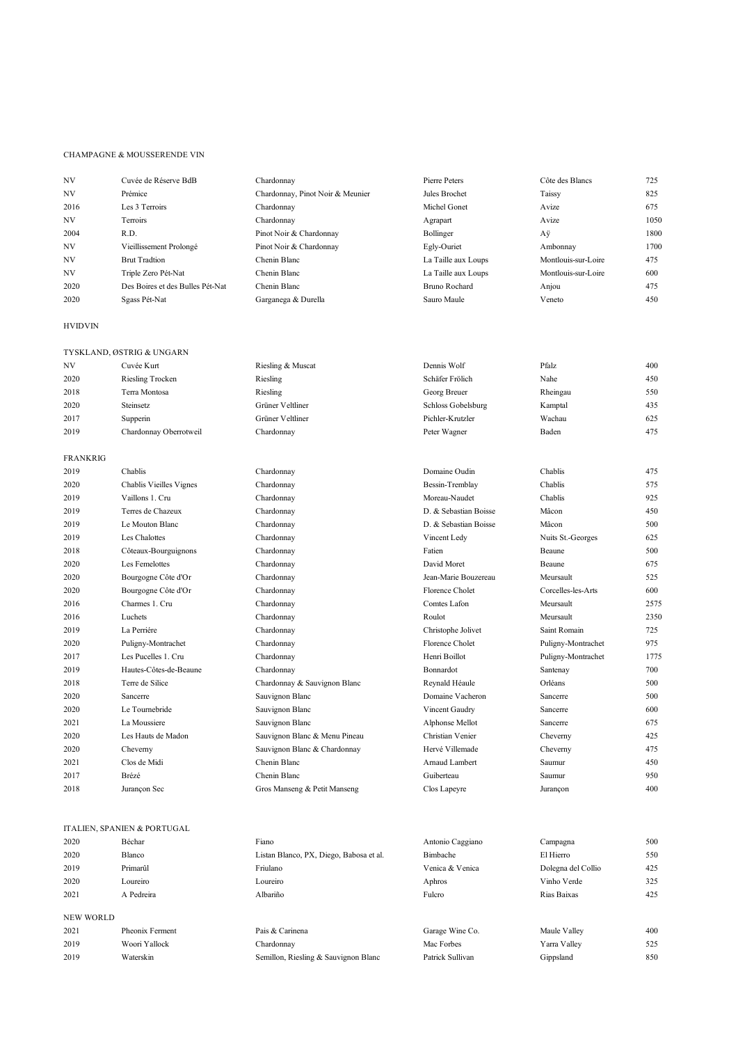## CHAMPAGNE & MOUSSERENDE VIN

| | | | | | |
|---|---|---|---|---|---|
| NV | Cuvée de Réserve BdB | Chardonnay | Pierre Peters | Côte des Blancs | 725 |
| NV | Prémice | Chardonnay, Pinot Noir & Meunier | Jules Brochet | Taissy | 825 |
| 2016 | Les 3 Terroirs | Chardonnay | Michel Gonet | Avize | 675 |
| NV | Terroirs | Chardonnay | Agrapart | Avize | 1050 |
| 2004 | R.D. | Pinot Noir & Chardonnay | Bollinger | Aÿ | 1800 |
| NV | Vieillissement Prolongé | Pinot Noir & Chardonnay | Egly-Ouriet | Ambonnay | 1700 |
| NV | Brut Tradtion | Chenin Blanc | La Taille aux Loups | Montlouis-sur-Loire | 475 |
| NV | Triple Zero Pét-Nat | Chenin Blanc | La Taille aux Loups | Montlouis-sur-Loire | 600 |
| 2020 | Des Boires et des Bulles Pét-Nat | Chenin Blanc | Bruno Rochard | Anjou | 475 |
| 2020 | Sgass Pét-Nat | Garganega & Durella | Sauro Maule | Veneto | 450 |

## HVIDVIN

### TYSKLAND, ØSTRIG & UNGARN

| | | | | | |
|---|---|---|---|---|---|
| NV | Cuvée Kurt | Riesling & Muscat | Dennis Wolf | Pfalz | 400 |
| 2020 | Riesling Trocken | Riesling | Schäfer Frölich | Nahe | 450 |
| 2018 | Terra Montosa | Riesling | Georg Breuer | Rheingau | 550 |
| 2020 | Steinsetz | Grüner Veltliner | Schloss Gobelsburg | Kamptal | 435 |
| 2017 | Supperin | Grüner Veltliner | Pichler-Krutzler | Wachau | 625 |
| 2019 | Chardonnay Oberrotweil | Chardonnay | Peter Wagner | Baden | 475 |

### FRANKRIG

| | | | | | |
|---|---|---|---|---|---|
| 2019 | Chablis | Chardonnay | Domaine Oudin | Chablis | 475 |
| 2020 | Chablis Vieilles Vignes | Chardonnay | Bessin-Tremblay | Chablis | 575 |
| 2019 | Vaillons 1. Cru | Chardonnay | Moreau-Naudet | Chablis | 925 |
| 2019 | Terres de Chazeux | Chardonnay | D. & Sebastian Boisse | Mâcon | 450 |
| 2019 | Le Mouton Blanc | Chardonnay | D. & Sebastian Boisse | Mâcon | 500 |
| 2019 | Les Chalottes | Chardonnay | Vincent Ledy | Nuits St.-Georges | 625 |
| 2018 | Côteaux-Bourguignons | Chardonnay | Fatien | Beaune | 500 |
| 2020 | Les Femelottes | Chardonnay | David Moret | Beaune | 675 |
| 2020 | Bourgogne Côte d'Or | Chardonnay | Jean-Marie Bouzereau | Meursault | 525 |
| 2020 | Bourgogne Côte d'Or | Chardonnay | Florence Cholet | Corcelles-les-Arts | 600 |
| 2016 | Charmes 1. Cru | Chardonnay | Comtes Lafon | Meursault | 2575 |
| 2016 | Luchets | Chardonnay | Roulot | Meursault | 2350 |
| 2019 | La Perrière | Chardonnay | Christophe Jolivet | Saint Romain | 725 |
| 2020 | Puligny-Montrachet | Chardonnay | Florence Cholet | Puligny-Montrachet | 975 |
| 2017 | Les Pucelles 1. Cru | Chardonnay | Henri Boillot | Puligny-Montrachet | 1775 |
| 2019 | Hautes-Côtes-de-Beaune | Chardonnay | Bonnardot | Santenay | 700 |
| 2018 | Terre de Silice | Chardonnay & Sauvignon Blanc | Reynald Héaule | Orléans | 500 |
| 2020 | Sancerre | Sauvignon Blanc | Domaine Vacheron | Sancerre | 500 |
| 2020 | Le Tournebride | Sauvignon Blanc | Vincent Gaudry | Sancerre | 600 |
| 2021 | La Moussiere | Sauvignon Blanc | Alphonse Mellot | Sancerre | 675 |
| 2020 | Les Hauts de Madon | Sauvignon Blanc & Menu Pineau | Christian Venier | Cheverny | 425 |
| 2020 | Cheverny | Sauvignon Blanc & Chardonnay | Hervé Villemade | Cheverny | 475 |
| 2021 | Clos de Midi | Chenin Blanc | Arnaud Lambert | Saumur | 450 |
| 2017 | Brézé | Chenin Blanc | Guiberteau | Saumur | 950 |
| 2018 | Jurançon Sec | Gros Manseng & Petit Manseng | Clos Lapeyre | Jurançon | 400 |

### ITALIEN, SPANIEN & PORTUGAL

| | | | | | |
|---|---|---|---|---|---|
| 2020 | Béchar | Fiano | Antonio Caggiano | Campagna | 500 |
| 2020 | Blanco | Listan Blanco, PX, Diego, Babosa et al. | Bimbache | El Hierro | 550 |
| 2019 | Primarûl | Friulano | Venica & Venica | Dolegna del Collio | 425 |
| 2020 | Loureiro | Loureiro | Aphros | Vinho Verde | 325 |
| 2021 | A Pedreira | Albariño | Fulcro | Rias Baixas | 425 |

### NEW WORLD

| | | | | | |
|---|---|---|---|---|---|
| 2021 | Pheonix Ferment | Pais & Carinena | Garage Wine Co. | Maule Valley | 400 |
| 2019 | Woori Yallock | Chardonnay | Mac Forbes | Yarra Valley | 525 |
| 2019 | Waterskin | Semillon, Riesling & Sauvignon Blanc | Patrick Sullivan | Gippsland | 850 |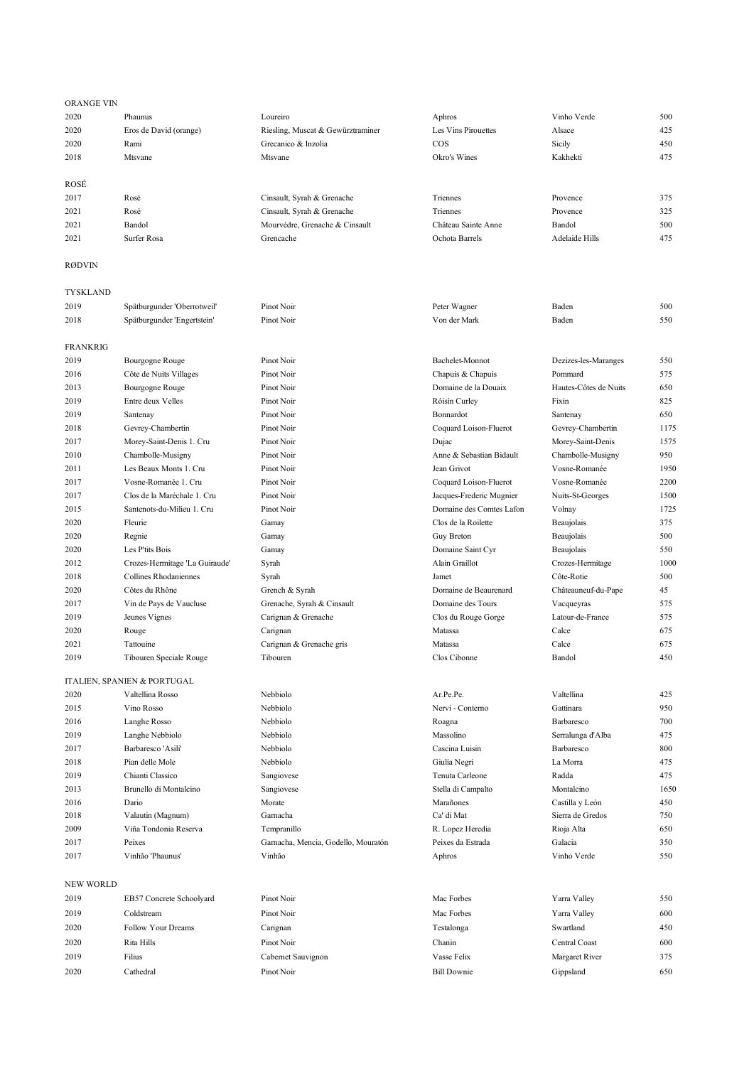## ORANGE VIN

| | | | | | |
|---|---|---|---|---|---|
| 2020 | Phaunus | Loureiro | Aphros | Vinho Verde | 500 |
| 2020 | Eros de David (orange) | Riesling, Muscat & Gewürztraminer | Les Vins Pirouettes | Alsace | 425 |
| 2020 | Rami | Grecanico & Inzolia | COS | Sicily | 450 |
| 2018 | Mtsvane | Mtsvane | Okro's Wines | Kakhekti | 475 |

## ROSÉ

| | | | | | |
|---|---|---|---|---|---|
| 2017 | Rosé | Cinsault, Syrah & Grenache | Triennes | Provence | 375 |
| 2021 | Rosé | Cinsault, Syrah & Grenache | Triennes | Provence | 325 |
| 2021 | Bandol | Mourvédre, Grenache & Cinsault | Château Sainte Anne | Bandol | 500 |
| 2021 | Surfer Rosa | Grencache | Ochota Barrels | Adelaide Hills | 475 |

## RØDVIN

### TYSKLAND

| | | | | | |
|---|---|---|---|---|---|
| 2019 | Spätburgunder 'Oberrotweil' | Pinot Noir | Peter Wagner | Baden | 500 |
| 2018 | Spätburgunder 'Engertstein' | Pinot Noir | Von der Mark | Baden | 550 |

### FRANKRIG

| | | | | | |
|---|---|---|---|---|---|
| 2019 | Bourgogne Rouge | Pinot Noir | Bachelet-Monnot | Dezizes-les-Maranges | 550 |
| 2016 | Côte de Nuits Villages | Pinot Noir | Chapuis & Chapuis | Pommard | 575 |
| 2013 | Bourgogne Rouge | Pinot Noir | Domaine de la Douaix | Hautes-Côtes de Nuits | 650 |
| 2019 | Entre deux Velles | Pinot Noir | Róisín Curley | Fixin | 825 |
| 2019 | Santenay | Pinot Noir | Bonnardot | Santenay | 650 |
| 2018 | Gevrey-Chambertin | Pinot Noir | Coquard Loison-Fleurot | Gevrey-Chambertin | 1175 |
| 2017 | Morey-Saint-Denis 1. Cru | Pinot Noir | Dujac | Morey-Saint-Denis | 1575 |
| 2010 | Chambolle-Musigny | Pinot Noir | Anne & Sebastian Bidault | Chambolle-Musigny | 950 |
| 2011 | Les Beaux Monts 1. Cru | Pinot Noir | Jean Grivot | Vosne-Romanée | 1950 |
| 2017 | Vosne-Romanée 1. Cru | Pinot Noir | Coquard Loison-Fleurot | Vosne-Romanée | 2200 |
| 2017 | Clos de la Maréchale 1. Cru | Pinot Noir | Jacques-Frederic Mugnier | Nuits-St-Georges | 1500 |
| 2015 | Santenots-du-Milieu 1. Cru | Pinot Noir | Domaine des Comtes Lafon | Volnay | 1725 |
| 2020 | Fleurie | Gamay | Clos de la Roilette | Beaujolais | 375 |
| 2020 | Regnie | Gamay | Guy Breton | Beaujolais | 500 |
| 2020 | Les P'tits Bois | Gamay | Domaine Saint Cyr | Beaujolais | 550 |
| 2012 | Crozes-Hermitage 'La Guiraude' | Syrah | Alain Graillot | Crozes-Hermitage | 1000 |
| 2018 | Collines Rhodaniennes | Syrah | Jamet | Côte-Rotie | 500 |
| 2020 | Côtes du Rhône | Grench & Syrah | Domaine de Beaurenard | Châteauneuf-du-Pape | 45 |
| 2017 | Vin de Pays de Vaucluse | Grenache, Syrah & Cinsault | Domaine des Tours | Vacqueyras | 575 |
| 2019 | Jeunes Vignes | Carignan & Grenache | Clos du Rouge Gorge | Latour-de-France | 575 |
| 2020 | Rouge | Carignan | Matassa | Calce | 675 |
| 2021 | Tattouine | Carignan & Grenache gris | Matassa | Calce | 675 |
| 2019 | Tibouren Speciale Rouge | Tibouren | Clos Cibonne | Bandol | 450 |

### ITALIEN, SPANIEN & PORTUGAL

| | | | | | |
|---|---|---|---|---|---|
| 2020 | Valtellina Rosso | Nebbiolo | Ar.Pe.Pe. | Valtellina | 425 |
| 2015 | Vino Rosso | Nebbiolo | Nervi - Conterno | Gattinara | 950 |
| 2016 | Langhe Rosso | Nebbiolo | Roagna | Barbaresco | 700 |
| 2019 | Langhe Nebbiolo | Nebbiolo | Massolino | Serralunga d'Alba | 475 |
| 2017 | Barbaresco 'Asili' | Nebbiolo | Cascina Luisin | Barbaresco | 800 |
| 2018 | Pian delle Mole | Nebbiolo | Giulia Negri | La Morra | 475 |
| 2019 | Chianti Classico | Sangiovese | Tenuta Carleone | Radda | 475 |
| 2013 | Brunello di Montalcino | Sangiovese | Stella di Campalto | Montalcino | 1650 |
| 2016 | Dario | Morate | Marañones | Castilla y León | 450 |
| 2018 | Valautin (Magnum) | Garnacha | Ca' di Mat | Sierra de Gredos | 750 |
| 2009 | Viña Tondonia Reserva | Tempranillo | R. Lopez Heredia | Rioja Alta | 650 |
| 2017 | Peixes | Garnacha, Mencia, Godello, Mouratón | Peixes da Estrada | Galacia | 350 |
| 2017 | Vinhão 'Phaunus' | Vinhão | Aphros | Vinho Verde | 550 |

### NEW WORLD

| | | | | | |
|---|---|---|---|---|---|
| 2019 | EB57 Concrete Schoolyard | Pinot Noir | Mac Forbes | Yarra Valley | 550 |
| 2019 | Coldstream | Pinot Noir | Mac Forbes | Yarra Valley | 600 |
| 2020 | Follow Your Dreams | Carignan | Testalonga | Swartland | 450 |
| 2020 | Rita Hills | Pinot Noir | Chanin | Central Coast | 600 |
| 2019 | Filius | Cabernet Sauvignon | Vasse Felix | Margaret River | 375 |
| 2020 | Cathedral | Pinot Noir | Bill Downie | Gippsland | 650 |